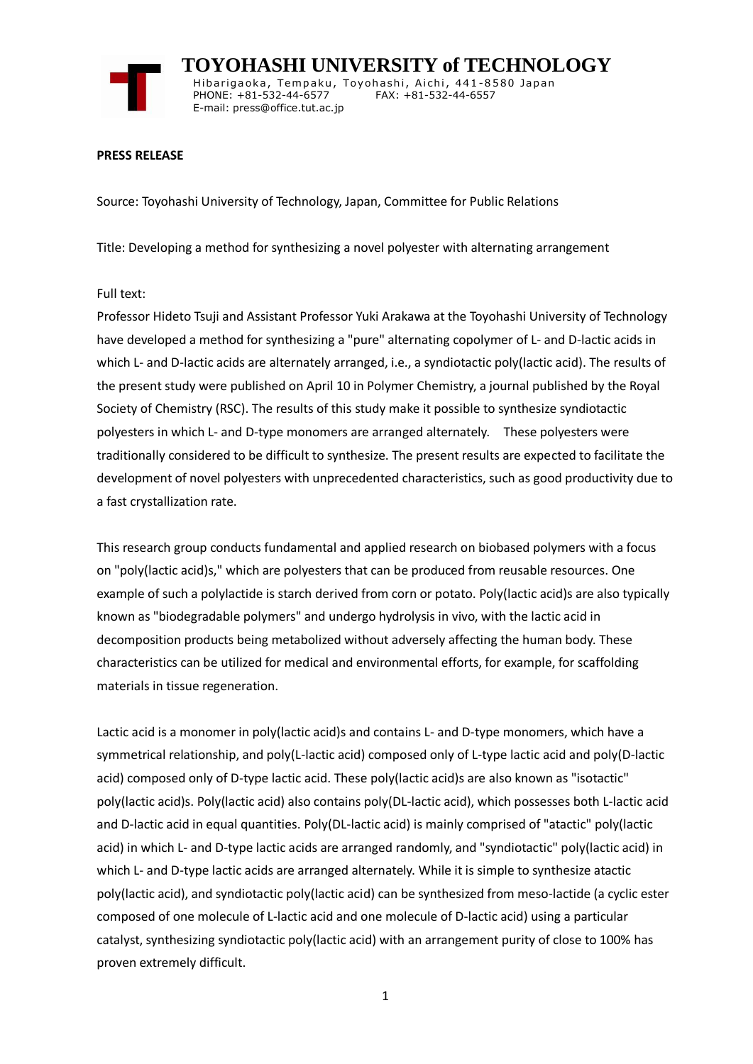# TOYOHASHI UNIVERSITY of TECHNOLOGY

Hibarigaoka, Tempaku, Toyohashi, Aichi, 441-8580 Japan
PHONE: +81-532-44-6577 FAX: +81-532-44-6557
E-mail: press@office.tut.ac.jp

**PRESS RELEASE**

Source: Toyohashi University of Technology, Japan, Committee for Public Relations

Title: Developing a method for synthesizing a novel polyester with alternating arrangement

Full text:

Professor Hideto Tsuji and Assistant Professor Yuki Arakawa at the Toyohashi University of Technology have developed a method for synthesizing a "pure" alternating copolymer of L- and D-lactic acids in which L- and D-lactic acids are alternately arranged, i.e., a syndiotactic poly(lactic acid). The results of the present study were published on April 10 in Polymer Chemistry, a journal published by the Royal Society of Chemistry (RSC). The results of this study make it possible to synthesize syndiotactic polyesters in which L- and D-type monomers are arranged alternately. These polyesters were traditionally considered to be difficult to synthesize. The present results are expected to facilitate the development of novel polyesters with unprecedented characteristics, such as good productivity due to a fast crystallization rate.

This research group conducts fundamental and applied research on biobased polymers with a focus on "poly(lactic acid)s," which are polyesters that can be produced from reusable resources. One example of such a polylactide is starch derived from corn or potato. Poly(lactic acid)s are also typically known as "biodegradable polymers" and undergo hydrolysis in vivo, with the lactic acid in decomposition products being metabolized without adversely affecting the human body. These characteristics can be utilized for medical and environmental efforts, for example, for scaffolding materials in tissue regeneration.

Lactic acid is a monomer in poly(lactic acid)s and contains L- and D-type monomers, which have a symmetrical relationship, and poly(L-lactic acid) composed only of L-type lactic acid and poly(D-lactic acid) composed only of D-type lactic acid. These poly(lactic acid)s are also known as "isotactic" poly(lactic acid)s. Poly(lactic acid) also contains poly(DL-lactic acid), which possesses both L-lactic acid and D-lactic acid in equal quantities. Poly(DL-lactic acid) is mainly comprised of "atactic" poly(lactic acid) in which L- and D-type lactic acids are arranged randomly, and "syndiotactic" poly(lactic acid) in which L- and D-type lactic acids are arranged alternately. While it is simple to synthesize atactic poly(lactic acid), and syndiotactic poly(lactic acid) can be synthesized from meso-lactide (a cyclic ester composed of one molecule of L-lactic acid and one molecule of D-lactic acid) using a particular catalyst, synthesizing syndiotactic poly(lactic acid) with an arrangement purity of close to 100% has proven extremely difficult.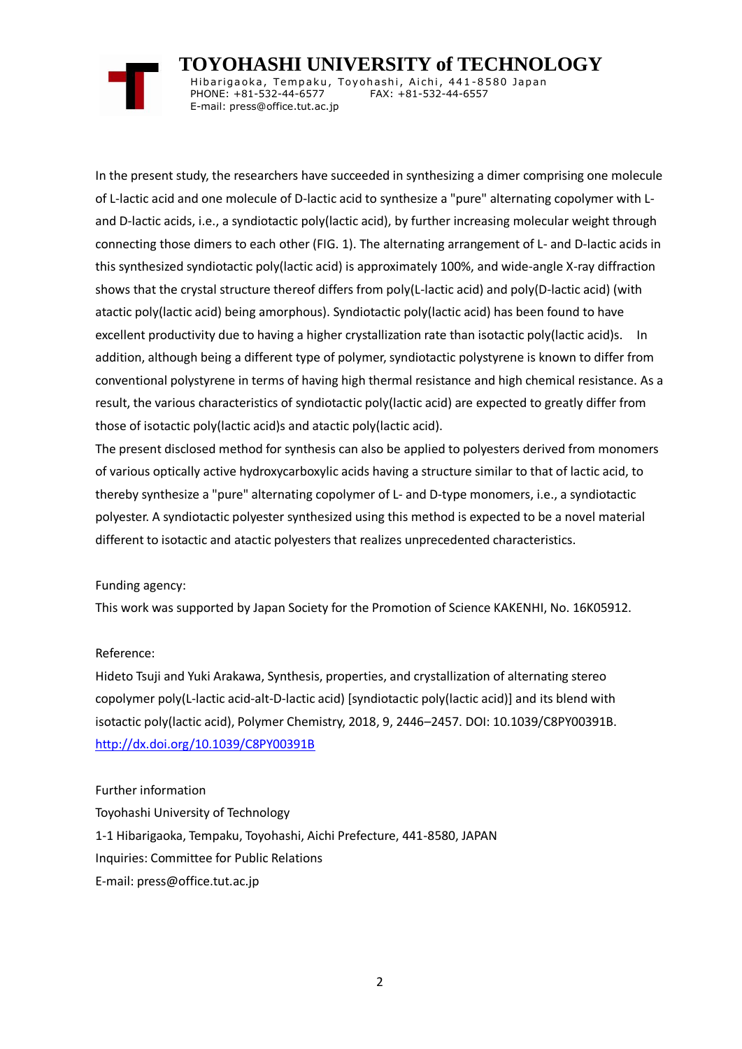In the present study, the researchers have succeeded in synthesizing a dimer comprising one molecule of L-lactic acid and one molecule of D-lactic acid to synthesize a "pure" alternating copolymer with L- and D-lactic acids, i.e., a syndiotactic poly(lactic acid), by further increasing molecular weight through connecting those dimers to each other (FIG. 1). The alternating arrangement of L- and D-lactic acids in this synthesized syndiotactic poly(lactic acid) is approximately 100%, and wide-angle X-ray diffraction shows that the crystal structure thereof differs from poly(L-lactic acid) and poly(D-lactic acid) (with atactic poly(lactic acid) being amorphous). Syndiotactic poly(lactic acid) has been found to have excellent productivity due to having a higher crystallization rate than isotactic poly(lactic acid)s. In addition, although being a different type of polymer, syndiotactic polystyrene is known to differ from conventional polystyrene in terms of having high thermal resistance and high chemical resistance. As a result, the various characteristics of syndiotactic poly(lactic acid) are expected to greatly differ from those of isotactic poly(lactic acid)s and atactic poly(lactic acid).

The present disclosed method for synthesis can also be applied to polyesters derived from monomers of various optically active hydroxycarboxylic acids having a structure similar to that of lactic acid, to thereby synthesize a "pure" alternating copolymer of L- and D-type monomers, i.e., a syndiotactic polyester. A syndiotactic polyester synthesized using this method is expected to be a novel material different to isotactic and atactic polyesters that realizes unprecedented characteristics.

Funding agency:

This work was supported by Japan Society for the Promotion of Science KAKENHI, No. 16K05912.

Reference:

Hideto Tsuji and Yuki Arakawa, Synthesis, properties, and crystallization of alternating stereo copolymer poly(L-lactic acid-alt-D-lactic acid) [syndiotactic poly(lactic acid)] and its blend with isotactic poly(lactic acid), Polymer Chemistry, 2018, 9, 2446–2457. DOI: 10.1039/C8PY00391B.
http://dx.doi.org/10.1039/C8PY00391B

Further information

Toyohashi University of Technology

1-1 Hibarigaoka, Tempaku, Toyohashi, Aichi Prefecture, 441-8580, JAPAN

Inquiries: Committee for Public Relations

E-mail: press@office.tut.ac.jp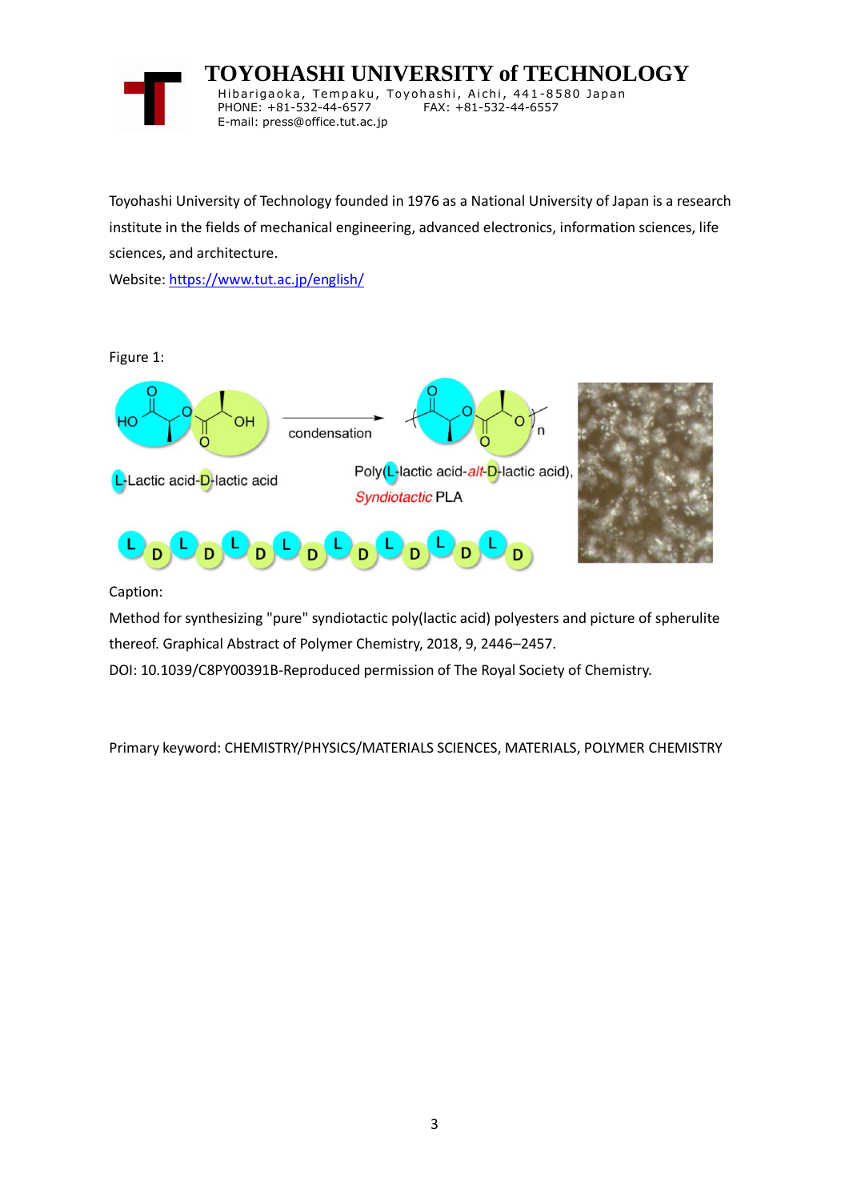# TOYOHASHI UNIVERSITY of TECHNOLOGY

Hibarigaoka, Tempaku, Toyohashi, Aichi, 441-8580 Japan
PHONE: +81-532-44-6577 FAX: +81-532-44-6557
E-mail: press@office.tut.ac.jp

Toyohashi University of Technology founded in 1976 as a National University of Japan is a research institute in the fields of mechanical engineering, advanced electronics, information sciences, life sciences, and architecture.

Website: https://www.tut.ac.jp/english/

Figure 1:

HO
O
O
O
OH
L-Lactic acid-D-lactic acid
condensation
O
O
O
O
n
Poly(L-lactic acid-*alt*-D-lactic acid),
*Syndiotactic* PLA
L D L D L D L D L D L D L D L D

Caption:

Method for synthesizing "pure" syndiotactic poly(lactic acid) polyesters and picture of spherulite thereof. Graphical Abstract of Polymer Chemistry, 2018, 9, 2446–2457.

DOI: 10.1039/C8PY00391B-Reproduced permission of The Royal Society of Chemistry.

Primary keyword: CHEMISTRY/PHYSICS/MATERIALS SCIENCES, MATERIALS, POLYMER CHEMISTRY